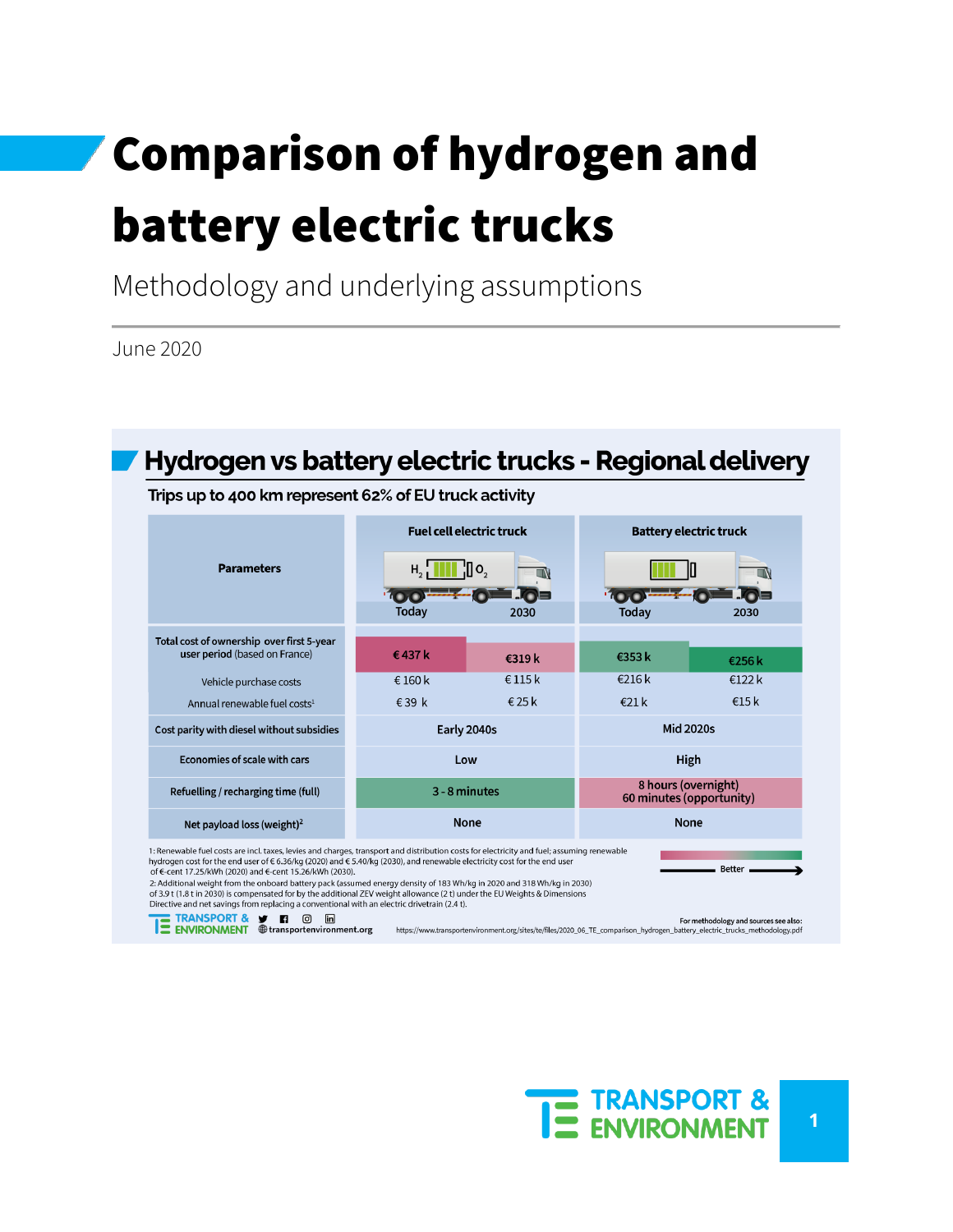# Comparison of hydrogen and battery electric trucks

Methodology and underlying assumptions

June 2020

## Hydrogen vs battery electric trucks - Regional delivery

**Trips up to 400 km represent 62% of EU truck activity**

| Parameters | Fuel cell electric truck – Today | Fuel cell electric truck – 2030 | Battery electric truck – Today | Battery electric truck – 2030 |
|---|---|---|---|---|
| Total cost of ownership over first 5-year user period (based on France) | €437 k | €319 k | €353 k | €256 k |
| Vehicle purchase costs | €160 k | €115 k | €216 k | €122 k |
| Annual renewable fuel costs[1] | €39 k | €25 k | €21 k | €15 k |
| Cost parity with diesel without subsidies | Early 2040s | | Mid 2020s | |
| Economies of scale with cars | Low | | High | |
| Refuelling / recharging time (full) | 3 - 8 minutes | | 8 hours (overnight) 60 minutes (opportunity) | |
| Net payload loss (weight)[2] | None | | None | |

1: Renewable fuel costs are incl. taxes, levies and charges, transport and distribution costs for electricity and fuel; assuming renewable hydrogen cost for the end user of € 6.36/kg (2020) and € 5.40/kg (2030), and renewable electricity cost for the end user of €-cent 17.25/kWh (2020) and €-cent 15.26/kWh (2030).

2: Additional weight from the onboard battery pack (assumed energy density of 183 Wh/kg in 2020 and 318 Wh/kg in 2030) of 3.9 t (1.8 t in 2030) is compensated for by the additional ZEV weight allowance (2 t) under the EU Weights & Dimensions Directive and net savings from replacing a conventional with an electric drivetrain (2.4 t).

Better →

TRANSPORT & ENVIRONMENT — transportenvironment.org

For methodology and sources see also: https://www.transportenvironment.org/sites/te/files/2020_06_TE_comparison_hydrogen_battery_electric_trucks_methodology.pdf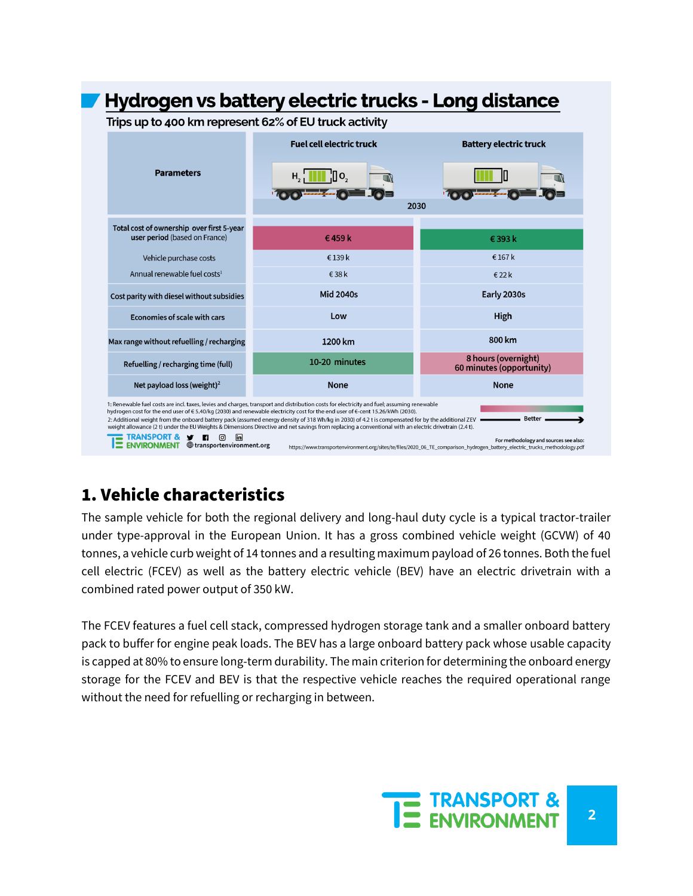## Hydrogen vs battery electric trucks - Long distance

Trips up to 400 km represent 62% of EU truck activity

| Parameters | Fuel cell electric truck | Battery electric truck |
|---|---|---|
| | 2030 | |
| Total cost of ownership over first 5-year user period (based on France) | € 459 k | € 393 k |
| Vehicle purchase costs | € 139 k | € 167 k |
| Annual renewable fuel costs[1] | € 38 k | € 22 k |
| Cost parity with diesel without subsidies | Mid 2040s | Early 2030s |
| Economies of scale with cars | Low | High |
| Max range without refuelling / recharging | 1200 km | 800 km |
| Refuelling / recharging time (full) | 10-20 minutes | 8 hours (overnight)<br>60 minutes (opportunity) |
| Net payload loss (weight)[2] | None | None |

1: Renewable fuel costs are incl. taxes, levies and charges, transport and distribution costs for electricity and fuel; assuming renewable hydrogen cost for the end user of € 5.40/kg (2030) and renewable electricity cost for the end user of €-cent 15.26/kWh (2030).
2: Additional weight from the onboard battery pack (assumed energy density of 318 Wh/kg in 2030) of 4.2 t is compensated for by the additional ZEV weight allowance (2 t) under the EU Weights & Dimensions Directive and net savings from replacing a conventional with an electric drivetrain (2.4 t).

Better →

For methodology and sources see also:
https://www.transportenvironment.org/sites/te/files/2020_06_TE_comparison_hydrogen_battery_electric_trucks_methodology.pdf

TRANSPORT & ENVIRONMENT transportenvironment.org

# 1. Vehicle characteristics

The sample vehicle for both the regional delivery and long-haul duty cycle is a typical tractor-trailer under type-approval in the European Union. It has a gross combined vehicle weight (GCVW) of 40 tonnes, a vehicle curb weight of 14 tonnes and a resulting maximum payload of 26 tonnes. Both the fuel cell electric (FCEV) as well as the battery electric vehicle (BEV) have an electric drivetrain with a combined rated power output of 350 kW.

The FCEV features a fuel cell stack, compressed hydrogen storage tank and a smaller onboard battery pack to buffer for engine peak loads. The BEV has a large onboard battery pack whose usable capacity is capped at 80% to ensure long-term durability. The main criterion for determining the onboard energy storage for the FCEV and BEV is that the respective vehicle reaches the required operational range without the need for refuelling or recharging in between.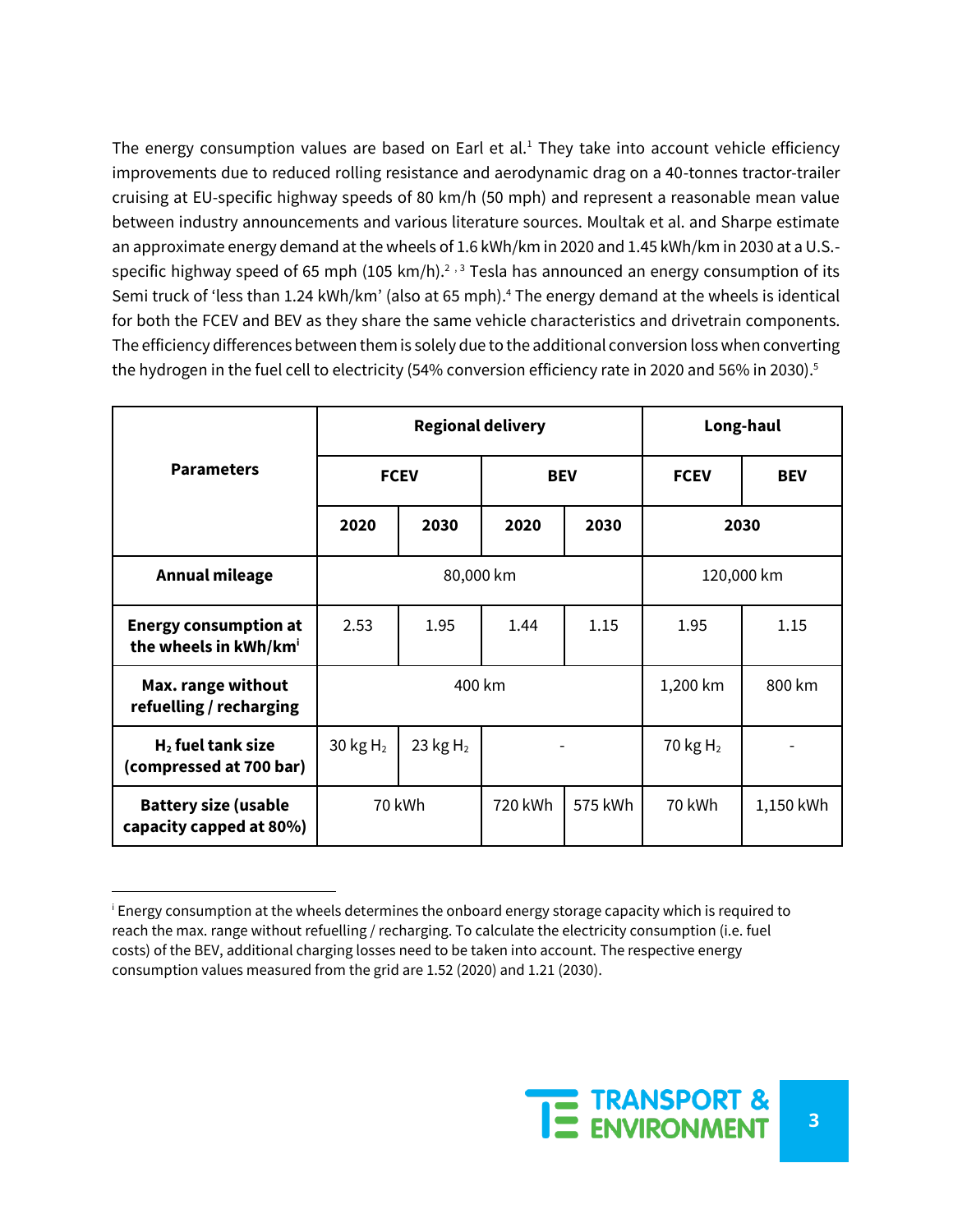The energy consumption values are based on Earl et al.[1] They take into account vehicle efficiency improvements due to reduced rolling resistance and aerodynamic drag on a 40-tonnes tractor-trailer cruising at EU-specific highway speeds of 80 km/h (50 mph) and represent a reasonable mean value between industry announcements and various literature sources. Moultak et al. and Sharpe estimate an approximate energy demand at the wheels of 1.6 kWh/km in 2020 and 1.45 kWh/km in 2030 at a U.S.-specific highway speed of 65 mph (105 km/h).[2,3] Tesla has announced an energy consumption of its Semi truck of 'less than 1.24 kWh/km' (also at 65 mph).[4] The energy demand at the wheels is identical for both the FCEV and BEV as they share the same vehicle characteristics and drivetrain components. The efficiency differences between them is solely due to the additional conversion loss when converting the hydrogen in the fuel cell to electricity (54% conversion efficiency rate in 2020 and 56% in 2030).[5]

| Parameters | Regional delivery | | | | Long-haul | |
|---|---|---|---|---|---|---|
| | FCEV | | BEV | | FCEV | BEV |
| | 2020 | 2030 | 2020 | 2030 | 2030 | |
| **Annual mileage** | 80,000 km | | | | 120,000 km | |
| **Energy consumption at the wheels in kWh/km**[i] | 2.53 | 1.95 | 1.44 | 1.15 | 1.95 | 1.15 |
| **Max. range without refuelling / recharging** | 400 km | | | | 1,200 km | 800 km |
| **$H_2$ fuel tank size (compressed at 700 bar)** | 30 kg $H_2$ | 23 kg $H_2$ | - | | 70 kg $H_2$ | - |
| **Battery size (usable capacity capped at 80%)** | 70 kWh | | 720 kWh | 575 kWh | 70 kWh | 1,150 kWh |

[i] Energy consumption at the wheels determines the onboard energy storage capacity which is required to reach the max. range without refuelling / recharging. To calculate the electricity consumption (i.e. fuel costs) of the BEV, additional charging losses need to be taken into account. The respective energy consumption values measured from the grid are 1.52 (2020) and 1.21 (2030).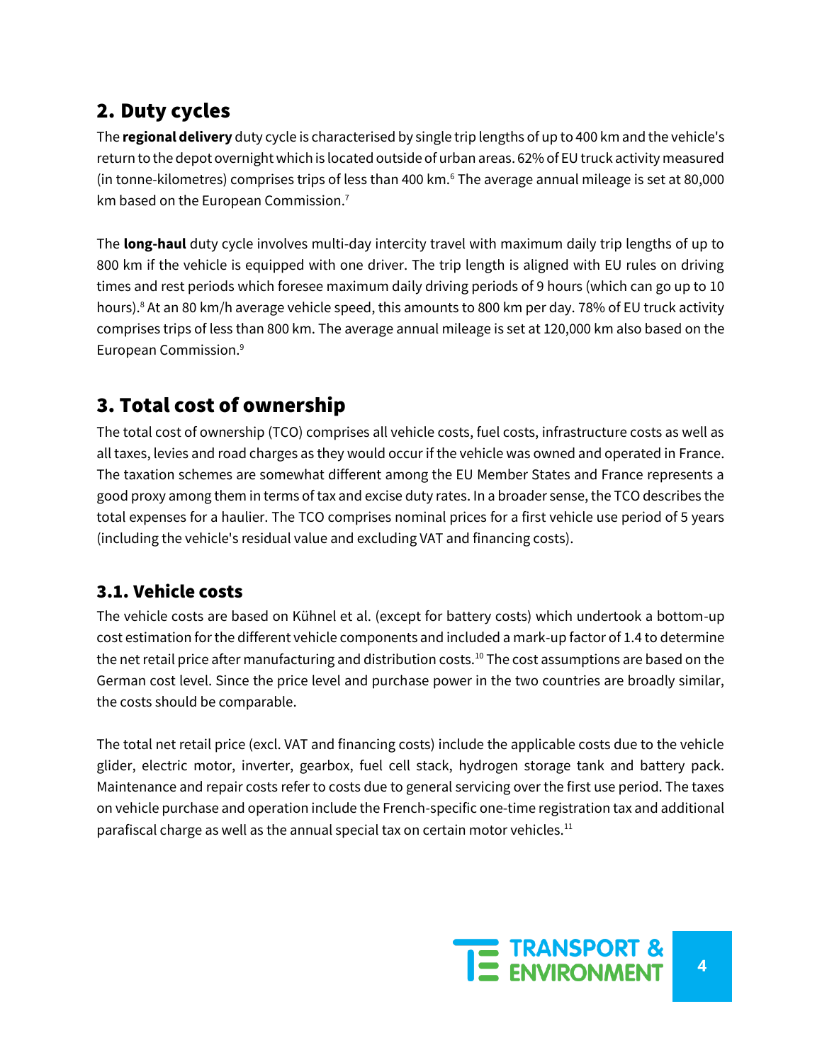## 2. Duty cycles

The **regional delivery** duty cycle is characterised by single trip lengths of up to 400 km and the vehicle's return to the depot overnight which is located outside of urban areas. 62% of EU truck activity measured (in tonne-kilometres) comprises trips of less than 400 km.[6] The average annual mileage is set at 80,000 km based on the European Commission.[7]

The **long-haul** duty cycle involves multi-day intercity travel with maximum daily trip lengths of up to 800 km if the vehicle is equipped with one driver. The trip length is aligned with EU rules on driving times and rest periods which foresee maximum daily driving periods of 9 hours (which can go up to 10 hours).[8] At an 80 km/h average vehicle speed, this amounts to 800 km per day. 78% of EU truck activity comprises trips of less than 800 km. The average annual mileage is set at 120,000 km also based on the European Commission.[9]

## 3. Total cost of ownership

The total cost of ownership (TCO) comprises all vehicle costs, fuel costs, infrastructure costs as well as all taxes, levies and road charges as they would occur if the vehicle was owned and operated in France. The taxation schemes are somewhat different among the EU Member States and France represents a good proxy among them in terms of tax and excise duty rates. In a broader sense, the TCO describes the total expenses for a haulier. The TCO comprises nominal prices for a first vehicle use period of 5 years (including the vehicle's residual value and excluding VAT and financing costs).

### 3.1. Vehicle costs

The vehicle costs are based on Kühnel et al. (except for battery costs) which undertook a bottom-up cost estimation for the different vehicle components and included a mark-up factor of 1.4 to determine the net retail price after manufacturing and distribution costs.[10] The cost assumptions are based on the German cost level. Since the price level and purchase power in the two countries are broadly similar, the costs should be comparable.

The total net retail price (excl. VAT and financing costs) include the applicable costs due to the vehicle glider, electric motor, inverter, gearbox, fuel cell stack, hydrogen storage tank and battery pack. Maintenance and repair costs refer to costs due to general servicing over the first use period. The taxes on vehicle purchase and operation include the French-specific one-time registration tax and additional parafiscal charge as well as the annual special tax on certain motor vehicles.[11]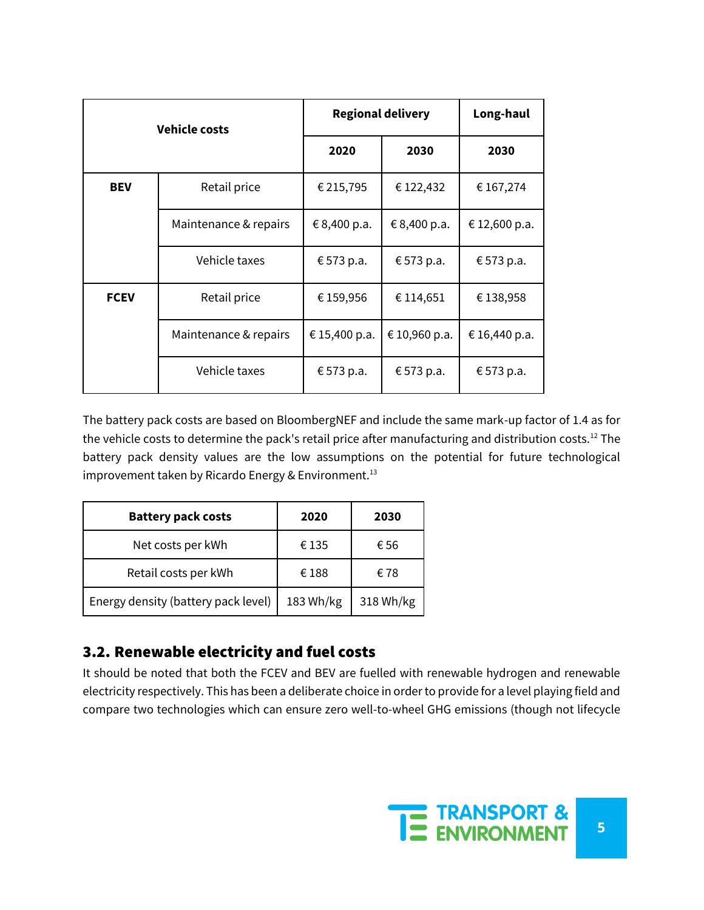| Vehicle costs | | Regional delivery | | Long-haul |
|---|---|---|---|---|
| | | 2020 | 2030 | 2030 |
| **BEV** | Retail price | € 215,795 | € 122,432 | € 167,274 |
| | Maintenance & repairs | € 8,400 p.a. | € 8,400 p.a. | € 12,600 p.a. |
| | Vehicle taxes | € 573 p.a. | € 573 p.a. | € 573 p.a. |
| **FCEV** | Retail price | € 159,956 | € 114,651 | € 138,958 |
| | Maintenance & repairs | € 15,400 p.a. | € 10,960 p.a. | € 16,440 p.a. |
| | Vehicle taxes | € 573 p.a. | € 573 p.a. | € 573 p.a. |

The battery pack costs are based on BloombergNEF and include the same mark-up factor of 1.4 as for the vehicle costs to determine the pack's retail price after manufacturing and distribution costs.[12] The battery pack density values are the low assumptions on the potential for future technological improvement taken by Ricardo Energy & Environment.[13]

| Battery pack costs | 2020 | 2030 |
|---|---|---|
| Net costs per kWh | € 135 | € 56 |
| Retail costs per kWh | € 188 | € 78 |
| Energy density (battery pack level) | 183 Wh/kg | 318 Wh/kg |

## 3.2. Renewable electricity and fuel costs

It should be noted that both the FCEV and BEV are fuelled with renewable hydrogen and renewable electricity respectively. This has been a deliberate choice in order to provide for a level playing field and compare two technologies which can ensure zero well-to-wheel GHG emissions (though not lifecycle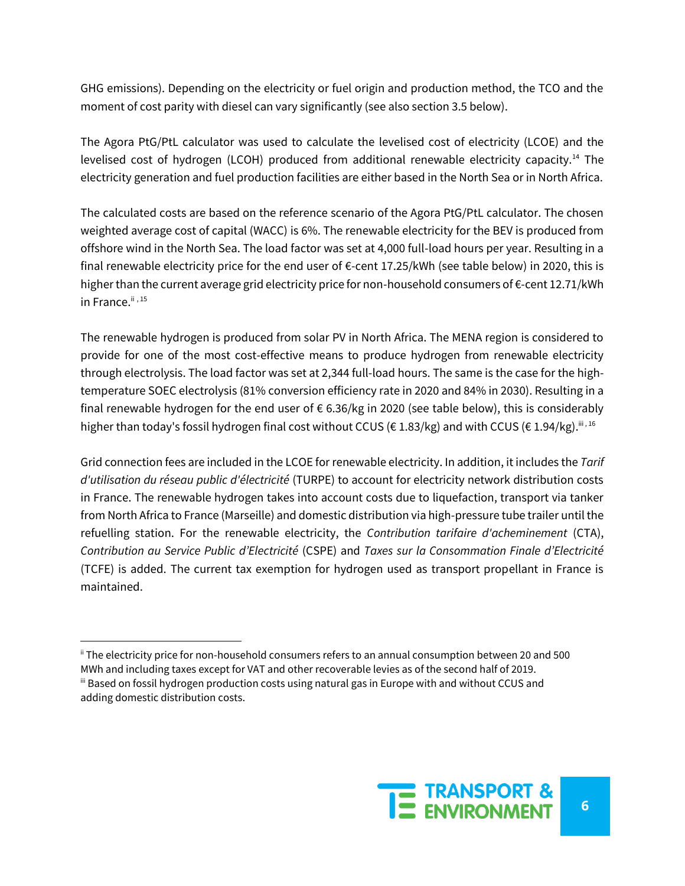GHG emissions). Depending on the electricity or fuel origin and production method, the TCO and the moment of cost parity with diesel can vary significantly (see also section 3.5 below).

The Agora PtG/PtL calculator was used to calculate the levelised cost of electricity (LCOE) and the levelised cost of hydrogen (LCOH) produced from additional renewable electricity capacity.[14] The electricity generation and fuel production facilities are either based in the North Sea or in North Africa.

The calculated costs are based on the reference scenario of the Agora PtG/PtL calculator. The chosen weighted average cost of capital (WACC) is 6%. The renewable electricity for the BEV is produced from offshore wind in the North Sea. The load factor was set at 4,000 full-load hours per year. Resulting in a final renewable electricity price for the end user of €-cent 17.25/kWh (see table below) in 2020, this is higher than the current average grid electricity price for non-household consumers of €-cent 12.71/kWh in France.[ii, 15]

The renewable hydrogen is produced from solar PV in North Africa. The MENA region is considered to provide for one of the most cost-effective means to produce hydrogen from renewable electricity through electrolysis. The load factor was set at 2,344 full-load hours. The same is the case for the high-temperature SOEC electrolysis (81% conversion efficiency rate in 2020 and 84% in 2030). Resulting in a final renewable hydrogen for the end user of € 6.36/kg in 2020 (see table below), this is considerably higher than today's fossil hydrogen final cost without CCUS (€ 1.83/kg) and with CCUS (€ 1.94/kg).[iii, 16]

Grid connection fees are included in the LCOE for renewable electricity. In addition, it includes the *Tarif d'utilisation du réseau public d'électricité* (TURPE) to account for electricity network distribution costs in France. The renewable hydrogen takes into account costs due to liquefaction, transport via tanker from North Africa to France (Marseille) and domestic distribution via high-pressure tube trailer until the refuelling station. For the renewable electricity, the *Contribution tarifaire d'acheminement* (CTA), *Contribution au Service Public d'Electricité* (CSPE) and *Taxes sur la Consommation Finale d'Electricité* (TCFE) is added. The current tax exemption for hydrogen used as transport propellant in France is maintained.

---

[ii] The electricity price for non-household consumers refers to an annual consumption between 20 and 500 MWh and including taxes except for VAT and other recoverable levies as of the second half of 2019.

[iii] Based on fossil hydrogen production costs using natural gas in Europe with and without CCUS and adding domestic distribution costs.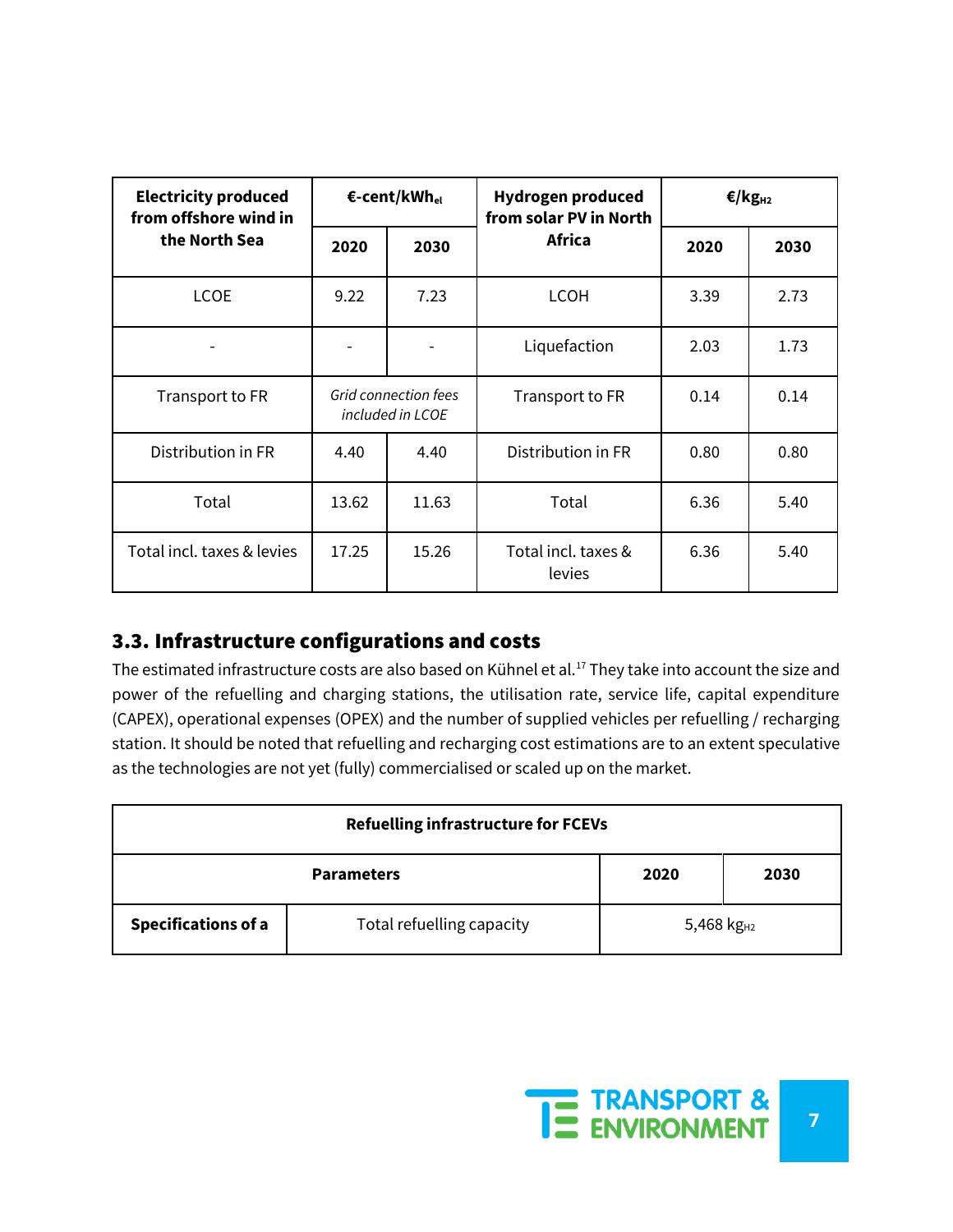| Electricity produced from offshore wind in the North Sea | €-cent/kWh$_{el}$ | | Hydrogen produced from solar PV in North Africa | €/kg$_{H2}$ | |
|---|---|---|---|---|---|
| | **2020** | **2030** | | **2020** | **2030** |
| LCOE | 9.22 | 7.23 | LCOH | 3.39 | 2.73 |
| - | - | - | Liquefaction | 2.03 | 1.73 |
| Transport to FR | *Grid connection fees included in LCOE* | | Transport to FR | 0.14 | 0.14 |
| Distribution in FR | 4.40 | 4.40 | Distribution in FR | 0.80 | 0.80 |
| Total | 13.62 | 11.63 | Total | 6.36 | 5.40 |
| Total incl. taxes & levies | 17.25 | 15.26 | Total incl. taxes & levies | 6.36 | 5.40 |

## 3.3. Infrastructure configurations and costs

The estimated infrastructure costs are also based on Kühnel et al.[17] They take into account the size and power of the refuelling and charging stations, the utilisation rate, service life, capital expenditure (CAPEX), operational expenses (OPEX) and the number of supplied vehicles per refuelling / recharging station. It should be noted that refuelling and recharging cost estimations are to an extent speculative as the technologies are not yet (fully) commercialised or scaled up on the market.

| Refuelling infrastructure for FCEVs | | | |
|---|---|---|---|
| **Parameters** | | **2020** | **2030** |
| **Specifications of a** | Total refuelling capacity | 5,468 kg$_{H2}$ | |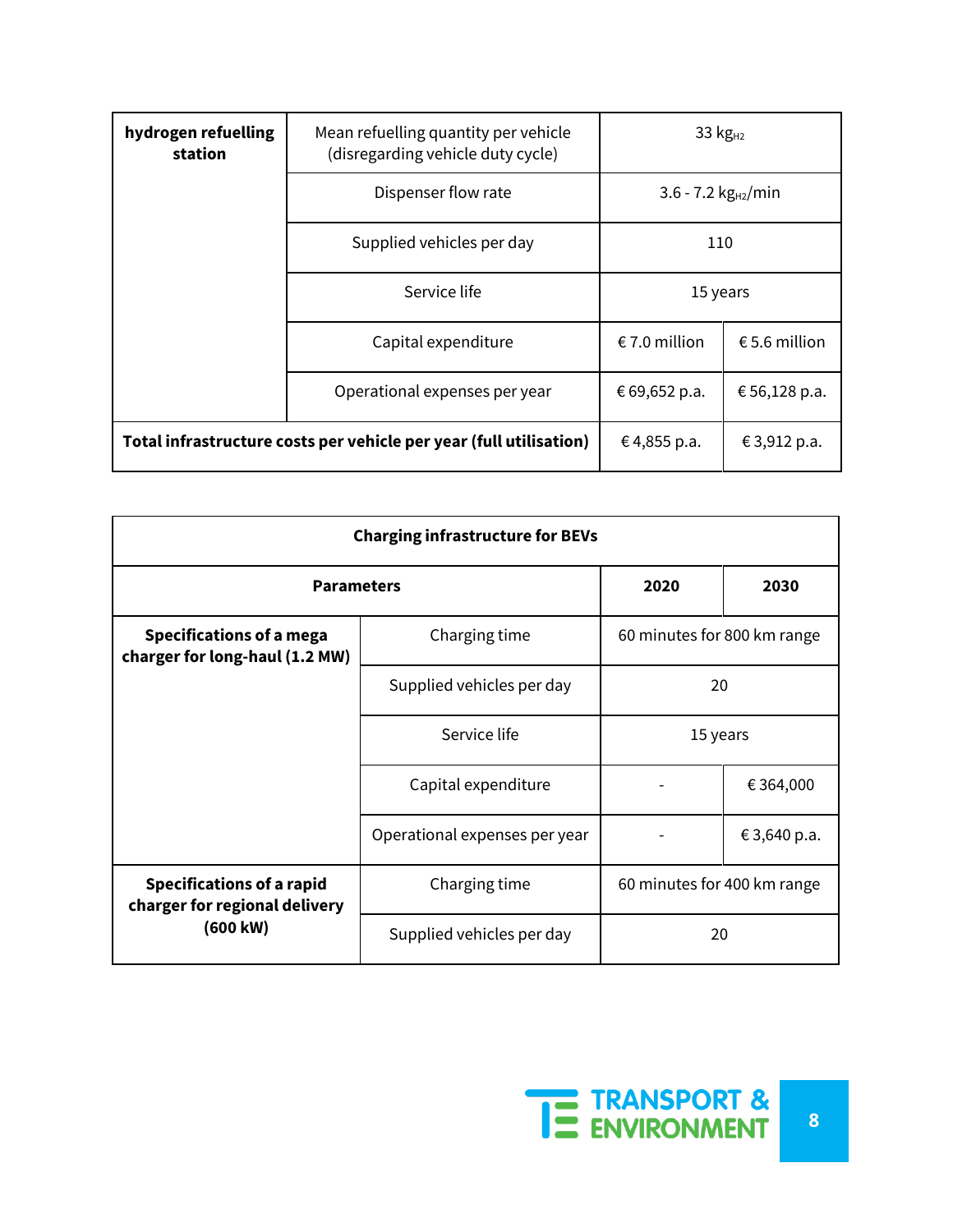| | | | |
|---|---|---|---|
| **hydrogen refuelling station** | Mean refuelling quantity per vehicle (disregarding vehicle duty cycle) | 33 $kg_{H2}$ | |
| | Dispenser flow rate | 3.6 - 7.2 $kg_{H2}$/min | |
| | Supplied vehicles per day | 110 | |
| | Service life | 15 years | |
| | Capital expenditure | € 7.0 million | € 5.6 million |
| | Operational expenses per year | € 69,652 p.a. | € 56,128 p.a. |
| **Total infrastructure costs per vehicle per year (full utilisation)** | | € 4,855 p.a. | € 3,912 p.a. |

| **Charging infrastructure for BEVs** | | | |
|---|---|---|---|
| **Parameters** | | **2020** | **2030** |
| **Specifications of a mega charger for long-haul (1.2 MW)** | Charging time | 60 minutes for 800 km range | |
| | Supplied vehicles per day | 20 | |
| | Service life | 15 years | |
| | Capital expenditure | - | € 364,000 |
| | Operational expenses per year | - | € 3,640 p.a. |
| **Specifications of a rapid charger for regional delivery (600 kW)** | Charging time | 60 minutes for 400 km range | |
| | Supplied vehicles per day | 20 | |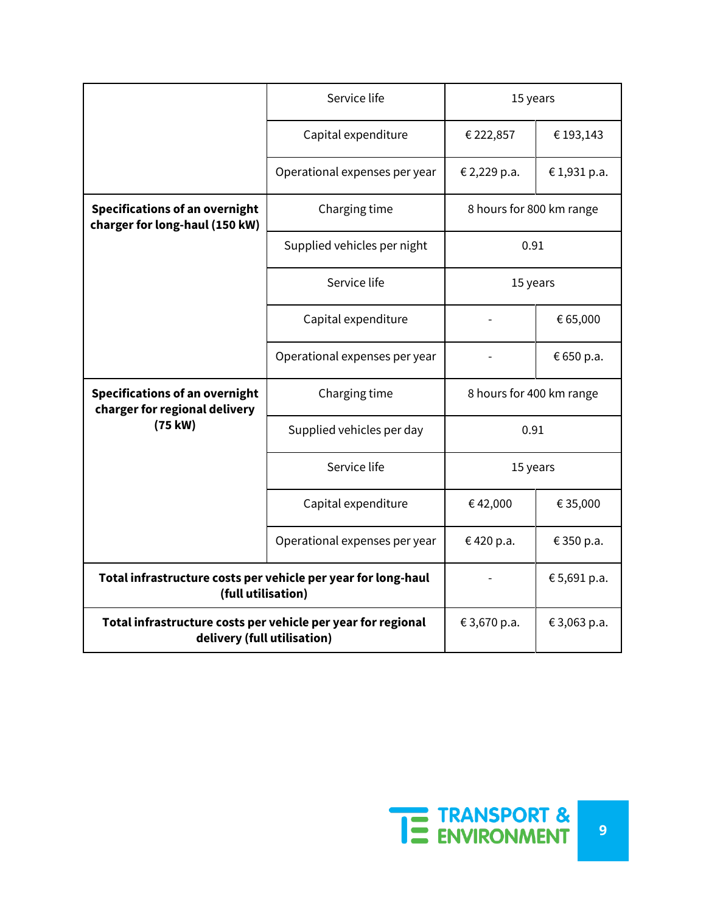| | | | |
|---|---|---|---|
| | Service life | 15 years | |
| | Capital expenditure | € 222,857 | € 193,143 |
| | Operational expenses per year | € 2,229 p.a. | € 1,931 p.a. |
| **Specifications of an overnight charger for long-haul (150 kW)** | Charging time | 8 hours for 800 km range | |
| | Supplied vehicles per night | 0.91 | |
| | Service life | 15 years | |
| | Capital expenditure | - | € 65,000 |
| | Operational expenses per year | - | € 650 p.a. |
| **Specifications of an overnight charger for regional delivery (75 kW)** | Charging time | 8 hours for 400 km range | |
| | Supplied vehicles per day | 0.91 | |
| | Service life | 15 years | |
| | Capital expenditure | € 42,000 | € 35,000 |
| | Operational expenses per year | € 420 p.a. | € 350 p.a. |
| **Total infrastructure costs per vehicle per year for long-haul (full utilisation)** | | - | € 5,691 p.a. |
| **Total infrastructure costs per vehicle per year for regional delivery (full utilisation)** | | € 3,670 p.a. | € 3,063 p.a. |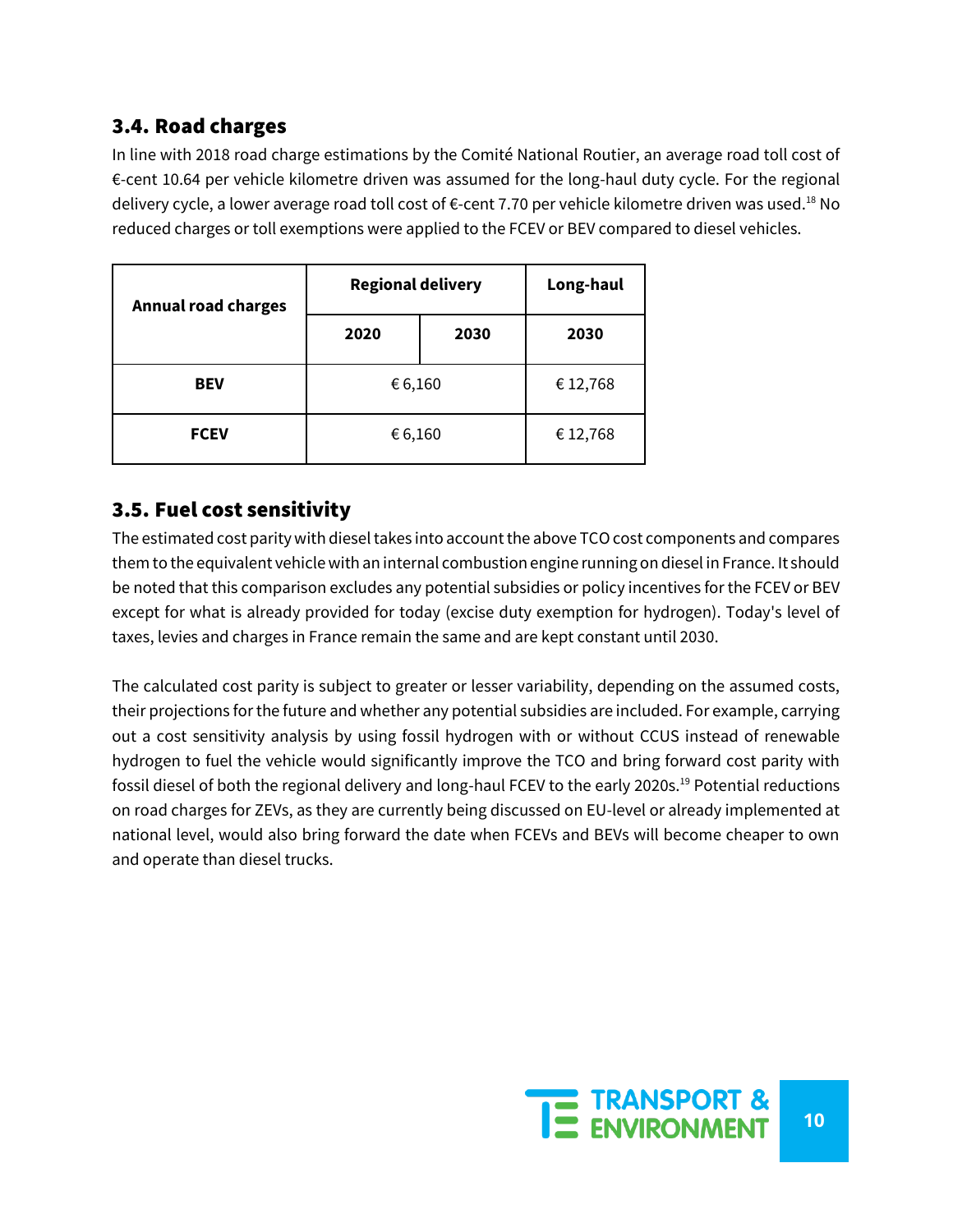## 3.4. Road charges

In line with 2018 road charge estimations by the Comité National Routier, an average road toll cost of €-cent 10.64 per vehicle kilometre driven was assumed for the long-haul duty cycle. For the regional delivery cycle, a lower average road toll cost of €-cent 7.70 per vehicle kilometre driven was used.[18] No reduced charges or toll exemptions were applied to the FCEV or BEV compared to diesel vehicles.

| Annual road charges | Regional delivery | | Long-haul |
|---|---|---|---|
| | 2020 | 2030 | 2030 |
| **BEV** | € 6,160 | | € 12,768 |
| **FCEV** | € 6,160 | | € 12,768 |

## 3.5. Fuel cost sensitivity

The estimated cost parity with diesel takes into account the above TCO cost components and compares them to the equivalent vehicle with an internal combustion engine running on diesel in France. It should be noted that this comparison excludes any potential subsidies or policy incentives for the FCEV or BEV except for what is already provided for today (excise duty exemption for hydrogen). Today's level of taxes, levies and charges in France remain the same and are kept constant until 2030.

The calculated cost parity is subject to greater or lesser variability, depending on the assumed costs, their projections for the future and whether any potential subsidies are included. For example, carrying out a cost sensitivity analysis by using fossil hydrogen with or without CCUS instead of renewable hydrogen to fuel the vehicle would significantly improve the TCO and bring forward cost parity with fossil diesel of both the regional delivery and long-haul FCEV to the early 2020s.[19] Potential reductions on road charges for ZEVs, as they are currently being discussed on EU-level or already implemented at national level, would also bring forward the date when FCEVs and BEVs will become cheaper to own and operate than diesel trucks.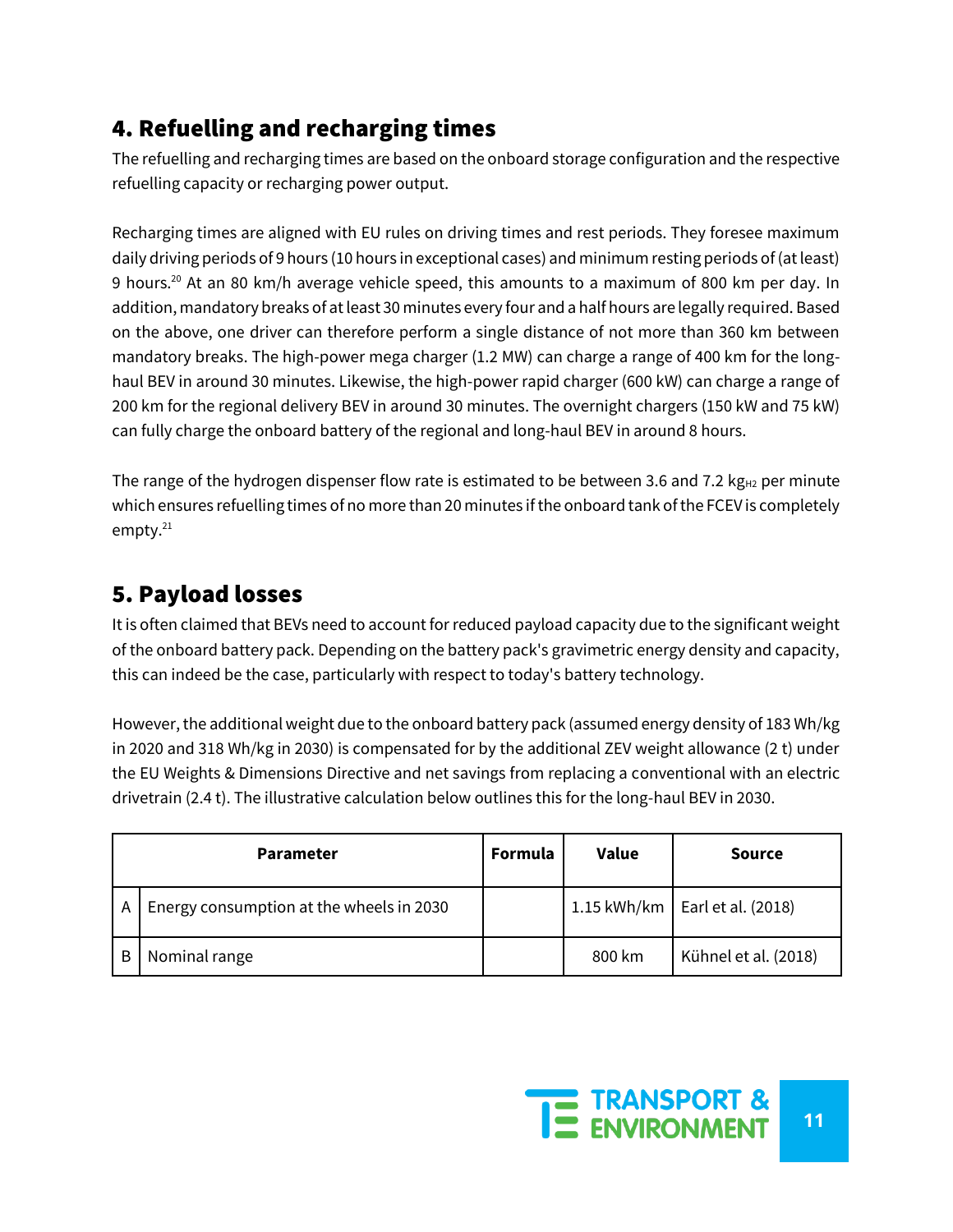## 4. Refuelling and recharging times

The refuelling and recharging times are based on the onboard storage configuration and the respective refuelling capacity or recharging power output.

Recharging times are aligned with EU rules on driving times and rest periods. They foresee maximum daily driving periods of 9 hours (10 hours in exceptional cases) and minimum resting periods of (at least) 9 hours.[20] At an 80 km/h average vehicle speed, this amounts to a maximum of 800 km per day. In addition, mandatory breaks of at least 30 minutes every four and a half hours are legally required. Based on the above, one driver can therefore perform a single distance of not more than 360 km between mandatory breaks. The high-power mega charger (1.2 MW) can charge a range of 400 km for the long-haul BEV in around 30 minutes. Likewise, the high-power rapid charger (600 kW) can charge a range of 200 km for the regional delivery BEV in around 30 minutes. The overnight chargers (150 kW and 75 kW) can fully charge the onboard battery of the regional and long-haul BEV in around 8 hours.

The range of the hydrogen dispenser flow rate is estimated to be between 3.6 and 7.2 $kg_{H2}$ per minute which ensures refuelling times of no more than 20 minutes if the onboard tank of the FCEV is completely empty.[21]

## 5. Payload losses

It is often claimed that BEVs need to account for reduced payload capacity due to the significant weight of the onboard battery pack. Depending on the battery pack's gravimetric energy density and capacity, this can indeed be the case, particularly with respect to today's battery technology.

However, the additional weight due to the onboard battery pack (assumed energy density of 183 Wh/kg in 2020 and 318 Wh/kg in 2030) is compensated for by the additional ZEV weight allowance (2 t) under the EU Weights & Dimensions Directive and net savings from replacing a conventional with an electric drivetrain (2.4 t). The illustrative calculation below outlines this for the long-haul BEV in 2030.

| | Parameter | Formula | Value | Source |
|---|---|---|---|---|
| A | Energy consumption at the wheels in 2030 | | 1.15 kWh/km | Earl et al. (2018) |
| B | Nominal range | | 800 km | Kühnel et al. (2018) |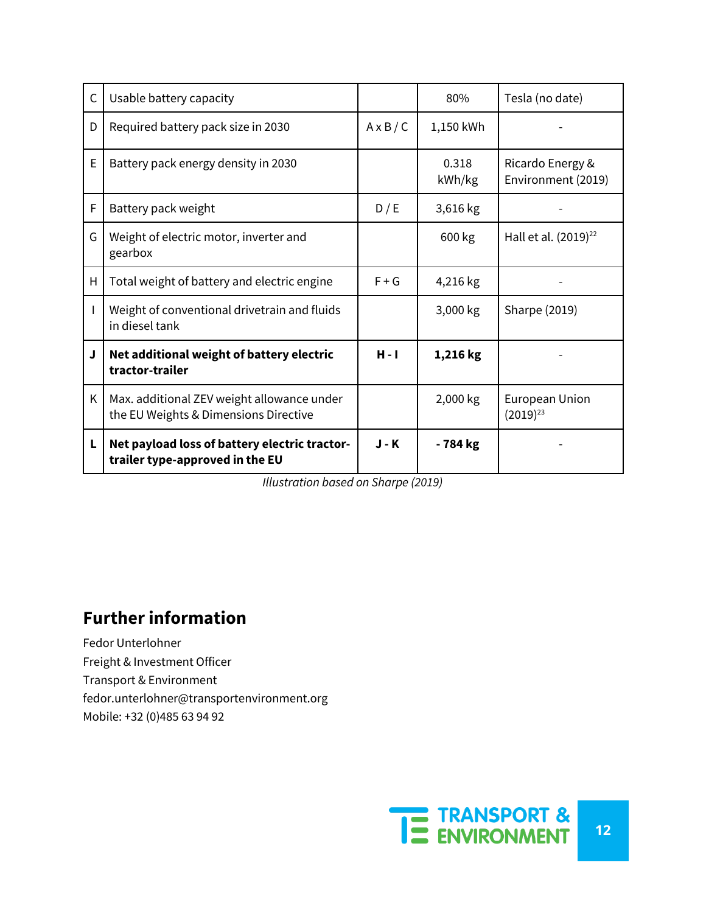| | | | | |
|---|---|---|---|---|
| C | Usable battery capacity | | 80% | Tesla (no date) |
| D | Required battery pack size in 2030 | A x B / C | 1,150 kWh | - |
| E | Battery pack energy density in 2030 | | 0.318 kWh/kg | Ricardo Energy & Environment (2019) |
| F | Battery pack weight | D / E | 3,616 kg | - |
| G | Weight of electric motor, inverter and gearbox | | 600 kg | Hall et al. (2019)[22] |
| H | Total weight of battery and electric engine | F + G | 4,216 kg | - |
| I | Weight of conventional drivetrain and fluids in diesel tank | | 3,000 kg | Sharpe (2019) |
| **J** | **Net additional weight of battery electric tractor-trailer** | **H - I** | **1,216 kg** | - |
| K | Max. additional ZEV weight allowance under the EU Weights & Dimensions Directive | | 2,000 kg | European Union (2019)[23] |
| **L** | **Net payload loss of battery electric tractor-trailer type-approved in the EU** | **J - K** | **- 784 kg** | - |

*Illustration based on Sharpe (2019)*

## Further information

Fedor Unterlohner
Freight & Investment Officer
Transport & Environment
fedor.unterlohner@transportenvironment.org
Mobile: +32 (0)485 63 94 92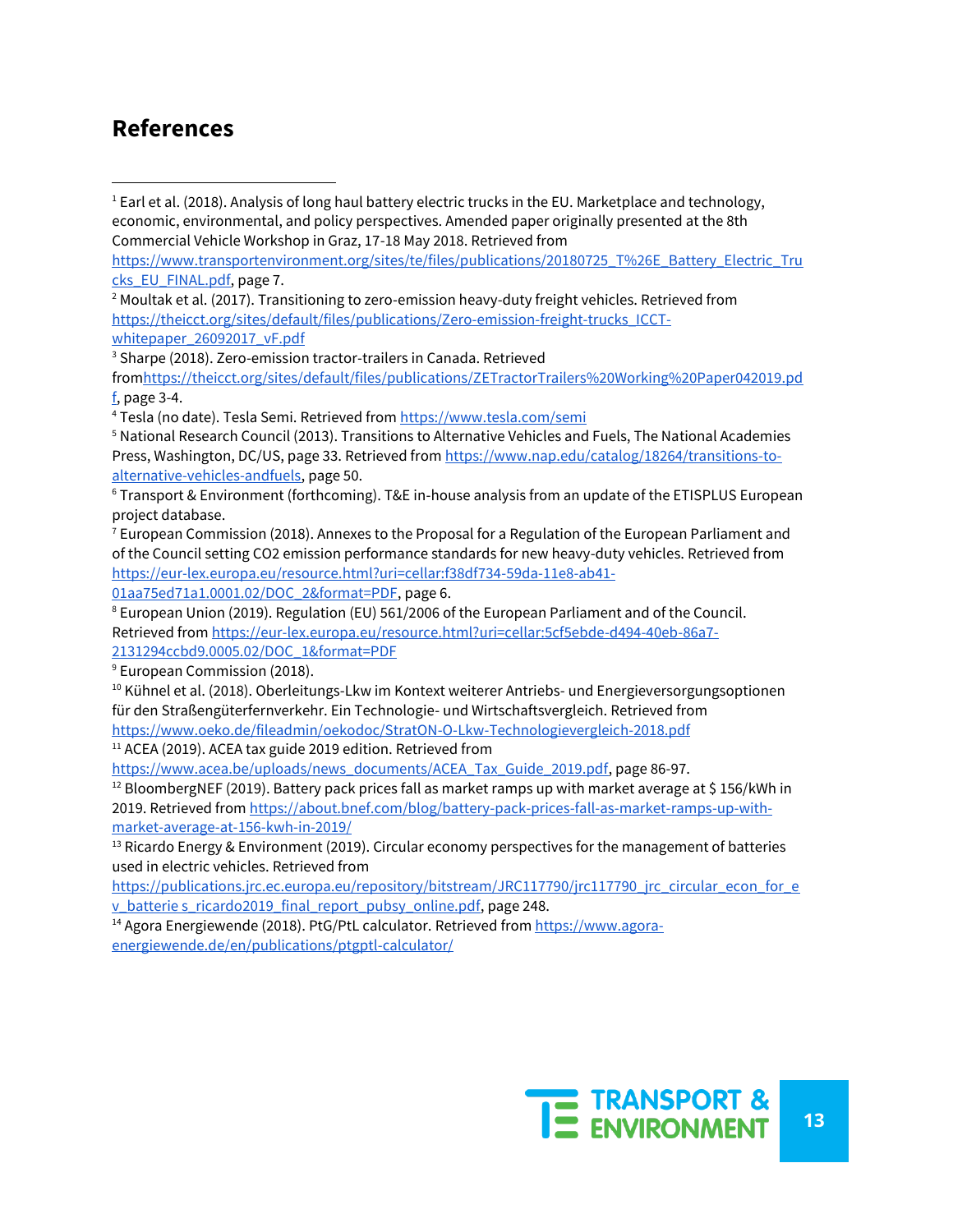## References

[1] Earl et al. (2018). Analysis of long haul battery electric trucks in the EU. Marketplace and technology, economic, environmental, and policy perspectives. Amended paper originally presented at the 8th Commercial Vehicle Workshop in Graz, 17-18 May 2018. Retrieved from https://www.transportenvironment.org/sites/te/files/publications/20180725_T%26E_Battery_Electric_Trucks_EU_FINAL.pdf, page 7.

[2] Moultak et al. (2017). Transitioning to zero-emission heavy-duty freight vehicles. Retrieved from https://theicct.org/sites/default/files/publications/Zero-emission-freight-trucks_ICCT-whitepaper_26092017_vF.pdf

[3] Sharpe (2018). Zero-emission tractor-trailers in Canada. Retrieved fromhttps://theicct.org/sites/default/files/publications/ZETractorTrailers%20Working%20Paper042019.pdf, page 3-4.

[4] Tesla (no date). Tesla Semi. Retrieved from https://www.tesla.com/semi

[5] National Research Council (2013). Transitions to Alternative Vehicles and Fuels, The National Academies Press, Washington, DC/US, page 33. Retrieved from https://www.nap.edu/catalog/18264/transitions-to-alternative-vehicles-andfuels, page 50.

[6] Transport & Environment (forthcoming). T&E in-house analysis from an update of the ETISPLUS European project database.

[7] European Commission (2018). Annexes to the Proposal for a Regulation of the European Parliament and of the Council setting CO2 emission performance standards for new heavy-duty vehicles. Retrieved from https://eur-lex.europa.eu/resource.html?uri=cellar:f38df734-59da-11e8-ab41-01aa75ed71a1.0001.02/DOC_2&format=PDF, page 6.

[8] European Union (2019). Regulation (EU) 561/2006 of the European Parliament and of the Council. Retrieved from https://eur-lex.europa.eu/resource.html?uri=cellar:5cf5ebde-d494-40eb-86a7-2131294ccbd9.0005.02/DOC_1&format=PDF

[9] European Commission (2018).

[10] Kühnel et al. (2018). Oberleitungs-Lkw im Kontext weiterer Antriebs- und Energieversorgungsoptionen für den Straßengüterfernverkehr. Ein Technologie- und Wirtschaftsvergleich. Retrieved from https://www.oeko.de/fileadmin/oekodoc/StratON-O-Lkw-Technologievergleich-2018.pdf

[11] ACEA (2019). ACEA tax guide 2019 edition. Retrieved from https://www.acea.be/uploads/news_documents/ACEA_Tax_Guide_2019.pdf, page 86-97.

[12] BloombergNEF (2019). Battery pack prices fall as market ramps up with market average at $ 156/kWh in 2019. Retrieved from https://about.bnef.com/blog/battery-pack-prices-fall-as-market-ramps-up-with-market-average-at-156-kwh-in-2019/

[13] Ricardo Energy & Environment (2019). Circular economy perspectives for the management of batteries used in electric vehicles. Retrieved from https://publications.jrc.ec.europa.eu/repository/bitstream/JRC117790/jrc117790_jrc_circular_econ_for_ev_batterie s_ricardo2019_final_report_pubsy_online.pdf, page 248.

[14] Agora Energiewende (2018). PtG/PtL calculator. Retrieved from https://www.agora-energiewende.de/en/publications/ptgptl-calculator/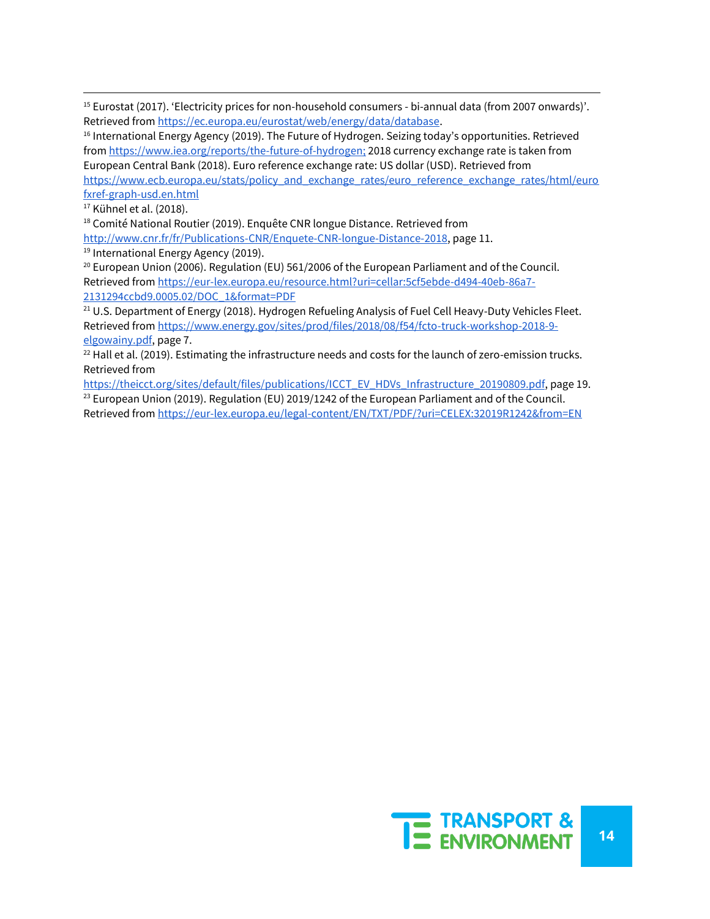[15] Eurostat (2017). 'Electricity prices for non-household consumers - bi-annual data (from 2007 onwards)'. Retrieved from https://ec.europa.eu/eurostat/web/energy/data/database.

[16] International Energy Agency (2019). The Future of Hydrogen. Seizing today's opportunities. Retrieved from https://www.iea.org/reports/the-future-of-hydrogen; 2018 currency exchange rate is taken from European Central Bank (2018). Euro reference exchange rate: US dollar (USD). Retrieved from https://www.ecb.europa.eu/stats/policy_and_exchange_rates/euro_reference_exchange_rates/html/eurofxref-graph-usd.en.html

[17] Kühnel et al. (2018).

[18] Comité National Routier (2019). Enquête CNR longue Distance. Retrieved from http://www.cnr.fr/fr/Publications-CNR/Enquete-CNR-longue-Distance-2018, page 11.

[19] International Energy Agency (2019).

[20] European Union (2006). Regulation (EU) 561/2006 of the European Parliament and of the Council. Retrieved from https://eur-lex.europa.eu/resource.html?uri=cellar:5cf5ebde-d494-40eb-86a7-2131294ccbd9.0005.02/DOC_1&format=PDF

[21] U.S. Department of Energy (2018). Hydrogen Refueling Analysis of Fuel Cell Heavy-Duty Vehicles Fleet. Retrieved from https://www.energy.gov/sites/prod/files/2018/08/f54/fcto-truck-workshop-2018-9-elgowainy.pdf, page 7.

[22] Hall et al. (2019). Estimating the infrastructure needs and costs for the launch of zero-emission trucks. Retrieved from https://theicct.org/sites/default/files/publications/ICCT_EV_HDVs_Infrastructure_20190809.pdf, page 19.

[23] European Union (2019). Regulation (EU) 2019/1242 of the European Parliament and of the Council. Retrieved from https://eur-lex.europa.eu/legal-content/EN/TXT/PDF/?uri=CELEX:32019R1242&from=EN